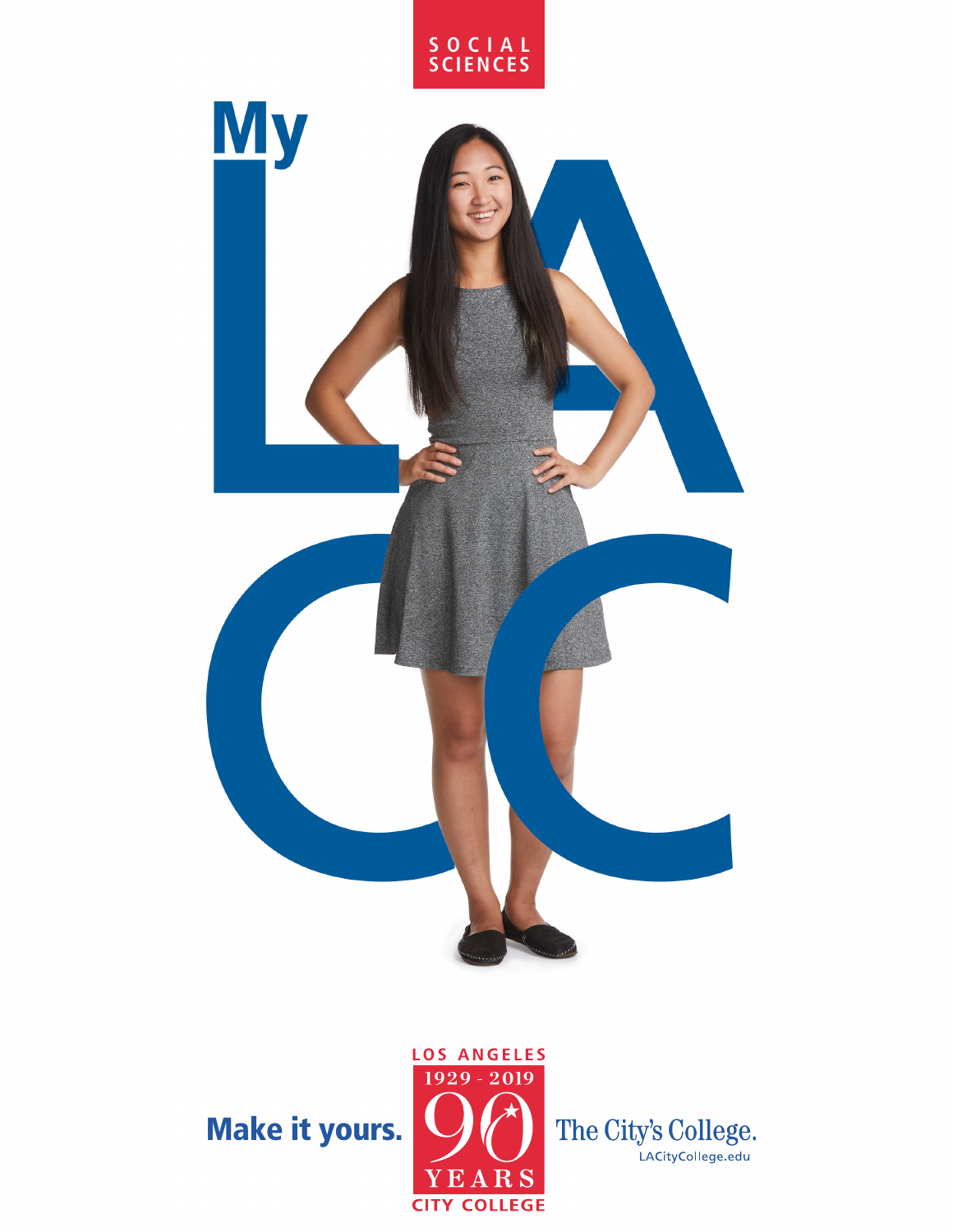SOCIAL SCIENCES

# My LACC

**Make it yours.**

LOS ANGELES
1929 - 2019
90
YEARS
CITY COLLEGE

The City's College.
LACityCollege.edu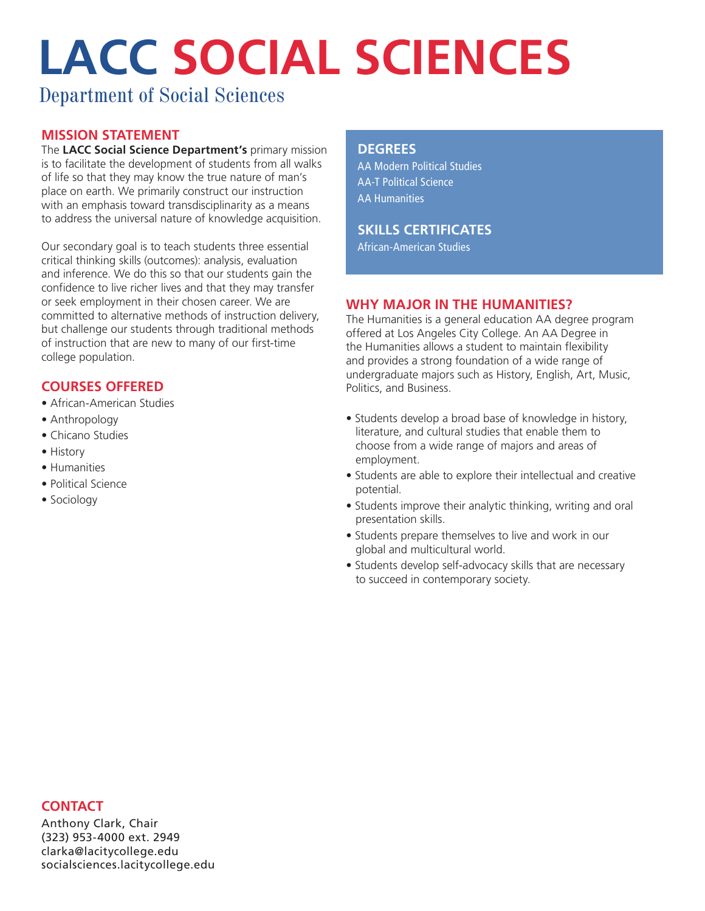# LACC SOCIAL SCIENCES

## Department of Social Sciences

### MISSION STATEMENT

The **LACC Social Science Department's** primary mission is to facilitate the development of students from all walks of life so that they may know the true nature of man's place on earth. We primarily construct our instruction with an emphasis toward transdisciplinarity as a means to address the universal nature of knowledge acquisition.

Our secondary goal is to teach students three essential critical thinking skills (outcomes): analysis, evaluation and inference. We do this so that our students gain the confidence to live richer lives and that they may transfer or seek employment in their chosen career. We are committed to alternative methods of instruction delivery, but challenge our students through traditional methods of instruction that are new to many of our first-time college population.

### COURSES OFFERED

- African-American Studies
- Anthropology
- Chicano Studies
- History
- Humanities
- Political Science
- Sociology

### DEGREES

AA Modern Political Studies
AA-T Political Science
AA Humanities

### SKILLS CERTIFICATES

African-American Studies

### WHY MAJOR IN THE HUMANITIES?

The Humanities is a general education AA degree program offered at Los Angeles City College. An AA Degree in the Humanities allows a student to maintain flexibility and provides a strong foundation of a wide range of undergraduate majors such as History, English, Art, Music, Politics, and Business.

- Students develop a broad base of knowledge in history, literature, and cultural studies that enable them to choose from a wide range of majors and areas of employment.
- Students are able to explore their intellectual and creative potential.
- Students improve their analytic thinking, writing and oral presentation skills.
- Students prepare themselves to live and work in our global and multicultural world.
- Students develop self-advocacy skills that are necessary to succeed in contemporary society.

### CONTACT

Anthony Clark, Chair
(323) 953-4000 ext. 2949
clarka@lacitycollege.edu
socialsciences.lacitycollege.edu